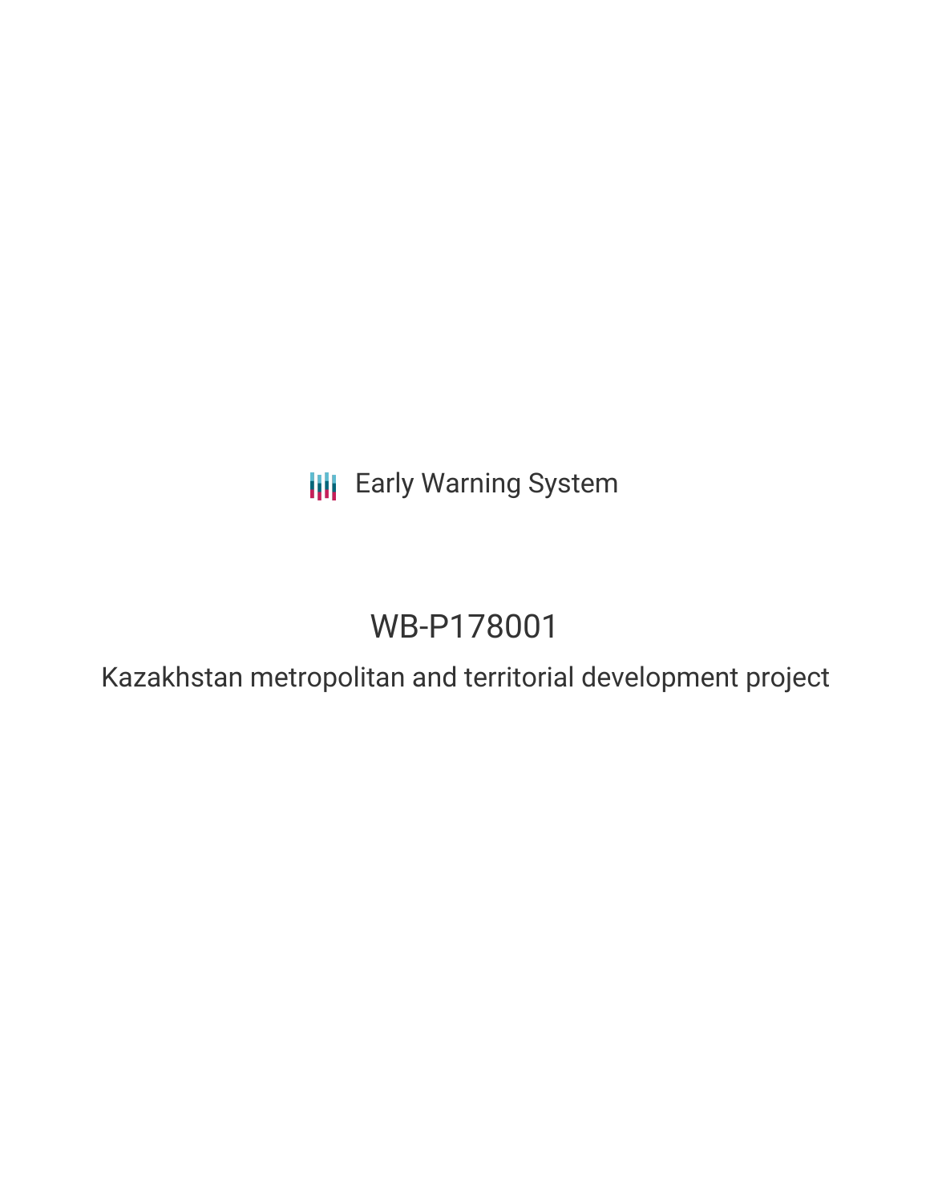Early Warning System

# WB-P178001

## Kazakhstan metropolitan and territorial development project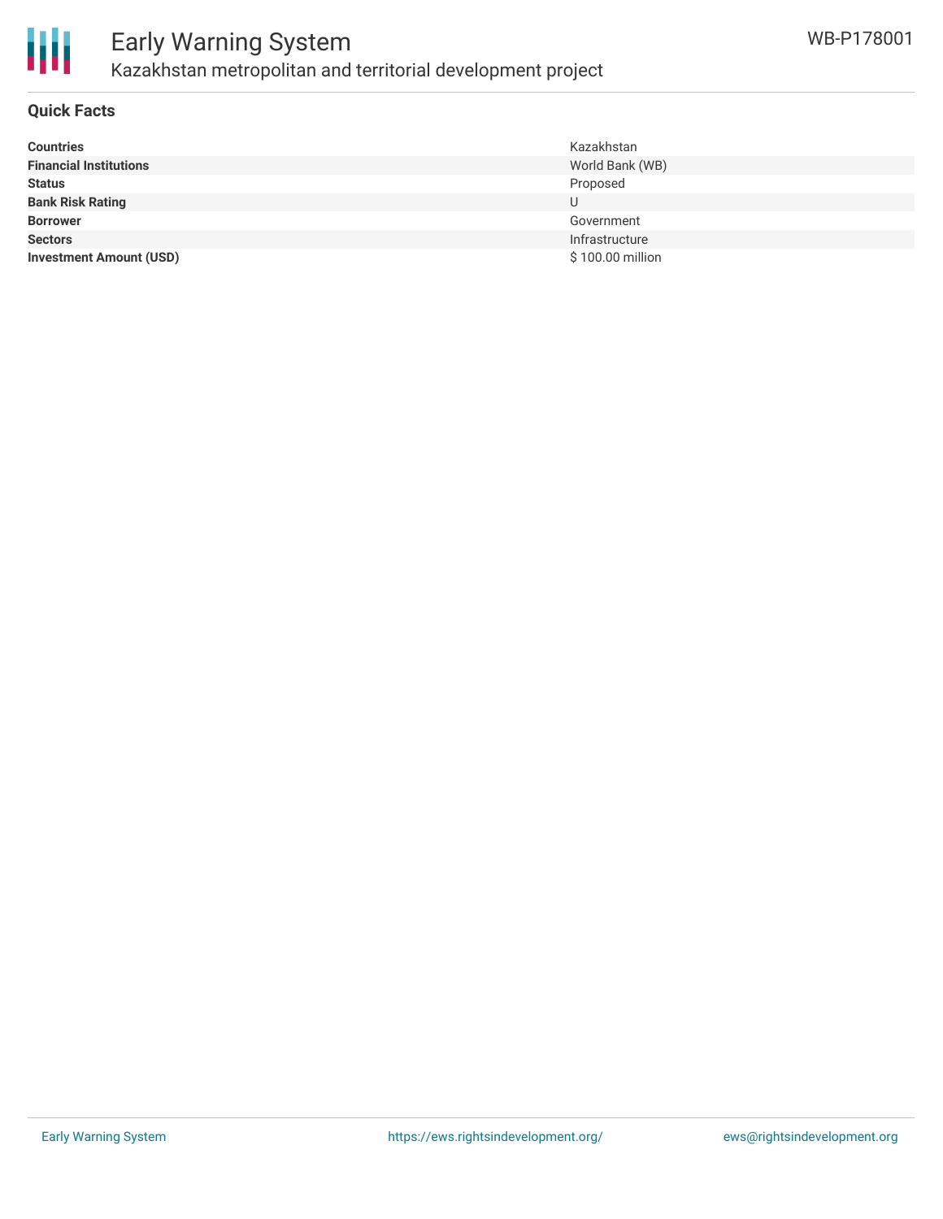# Early Warning System

## Kazakhstan metropolitan and territorial development project

WB-P178001

### Quick Facts

| | |
|---|---|
| **Countries** | Kazakhstan |
| **Financial Institutions** | World Bank (WB) |
| **Status** | Proposed |
| **Bank Risk Rating** | U |
| **Borrower** | Government |
| **Sectors** | Infrastructure |
| **Investment Amount (USD)** | $ 100.00 million |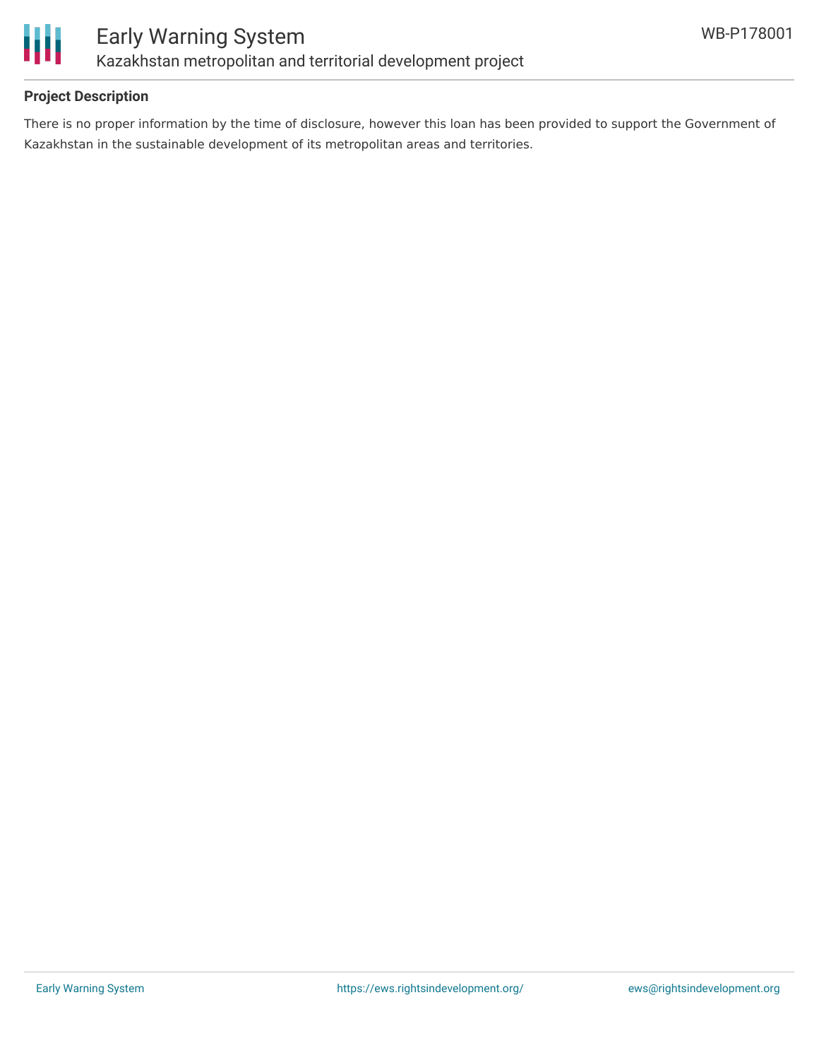**Project Description**

There is no proper information by the time of disclosure, however this loan has been provided to support the Government of Kazakhstan in the sustainable development of its metropolitan areas and territories.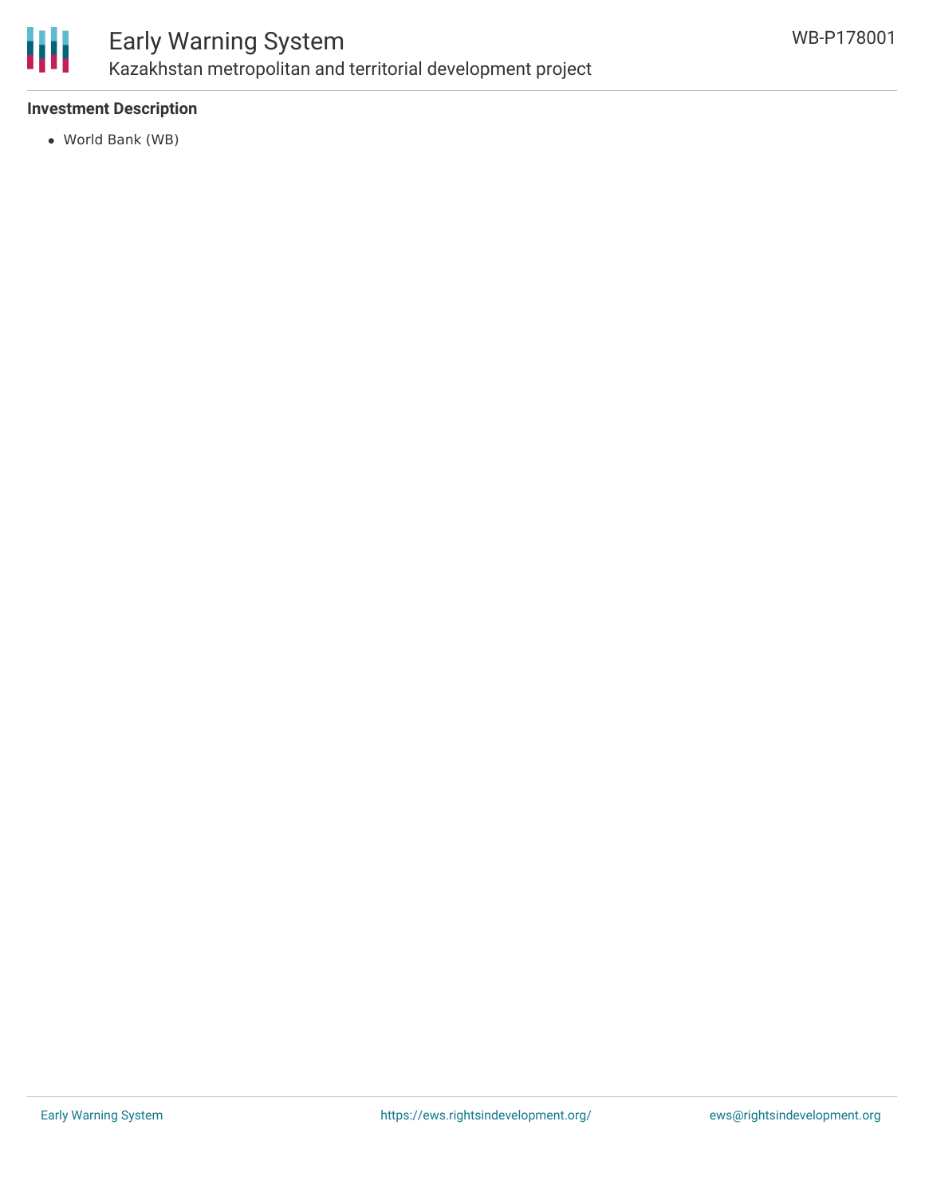**Investment Description**

- World Bank (WB)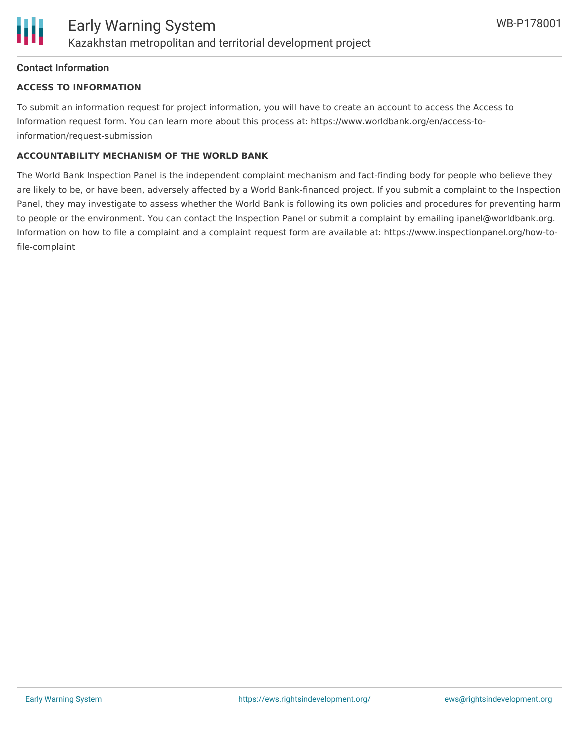## Contact Information

### ACCESS TO INFORMATION

To submit an information request for project information, you will have to create an account to access the Access to Information request form. You can learn more about this process at: https://www.worldbank.org/en/access-to-information/request-submission

### ACCOUNTABILITY MECHANISM OF THE WORLD BANK

The World Bank Inspection Panel is the independent complaint mechanism and fact-finding body for people who believe they are likely to be, or have been, adversely affected by a World Bank-financed project. If you submit a complaint to the Inspection Panel, they may investigate to assess whether the World Bank is following its own policies and procedures for preventing harm to people or the environment. You can contact the Inspection Panel or submit a complaint by emailing ipanel@worldbank.org. Information on how to file a complaint and a complaint request form are available at: https://www.inspectionpanel.org/how-to-file-complaint